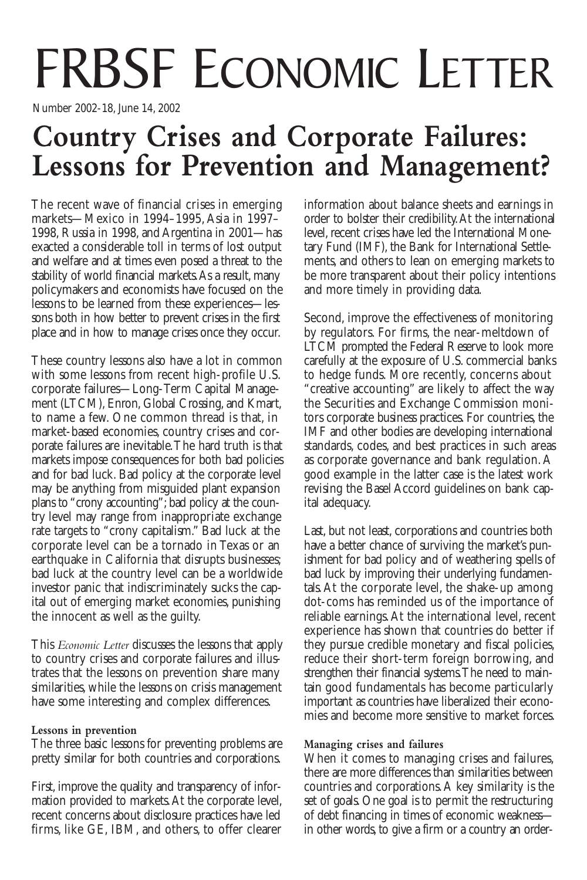# FRBSF ECONOMIC LETTER

Number 2002-18, June 14, 2002

## Country Crises and Corporate Failures: Lessons for Prevention and Management?

The recent wave of financial crises in emerging markets—Mexico in 1994–1995, Asia in 1997–1998, Russia in 1998, and Argentina in 2001—has exacted a considerable toll in terms of lost output and welfare and at times even posed a threat to the stability of world financial markets. As a result, many policymakers and economists have focused on the lessons to be learned from these experiences—lessons both in how better to prevent crises in the first place and in how to manage crises once they occur.

These country lessons also have a lot in common with some lessons from recent high-profile U.S. corporate failures—Long-Term Capital Management (LTCM), Enron, Global Crossing, and Kmart, to name a few. One common thread is that, in market-based economies, country crises and corporate failures are inevitable. The hard truth is that markets impose consequences for both bad policies and for bad luck. Bad policy at the corporate level may be anything from misguided plant expansion plans to "crony accounting"; bad policy at the country level may range from inappropriate exchange rate targets to "crony capitalism." Bad luck at the corporate level can be a tornado in Texas or an earthquake in California that disrupts businesses; bad luck at the country level can be a worldwide investor panic that indiscriminately sucks the capital out of emerging market economies, punishing the innocent as well as the guilty.

This *Economic Letter* discusses the lessons that apply to country crises and corporate failures and illustrates that the lessons on prevention share many similarities, while the lessons on crisis management have some interesting and complex differences.

### Lessons in prevention

The three basic lessons for preventing problems are pretty similar for both countries and corporations.

First, improve the quality and transparency of information provided to markets. At the corporate level, recent concerns about disclosure practices have led firms, like GE, IBM, and others, to offer clearer information about balance sheets and earnings in order to bolster their credibility. At the international level, recent crises have led the International Monetary Fund (IMF), the Bank for International Settlements, and others to lean on emerging markets to be more transparent about their policy intentions and more timely in providing data.

Second, improve the effectiveness of monitoring by regulators. For firms, the near-meltdown of LTCM prompted the Federal Reserve to look more carefully at the exposure of U.S. commercial banks to hedge funds. More recently, concerns about "creative accounting" are likely to affect the way the Securities and Exchange Commission monitors corporate business practices. For countries, the IMF and other bodies are developing international standards, codes, and best practices in such areas as corporate governance and bank regulation. A good example in the latter case is the latest work revising the Basel Accord guidelines on bank capital adequacy.

Last, but not least, corporations and countries both have a better chance of surviving the market's punishment for bad policy and of weathering spells of bad luck by improving their underlying fundamentals. At the corporate level, the shake-up among dot-coms has reminded us of the importance of reliable earnings. At the international level, recent experience has shown that countries do better if they pursue credible monetary and fiscal policies, reduce their short-term foreign borrowing, and strengthen their financial systems. The need to maintain good fundamentals has become particularly important as countries have liberalized their economies and become more sensitive to market forces.

### Managing crises and failures

When it comes to managing crises and failures, there are more differences than similarities between countries and corporations. A key similarity is the set of goals. One goal is to permit the restructuring of debt financing in times of economic weakness—in other words, to give a firm or a country an order-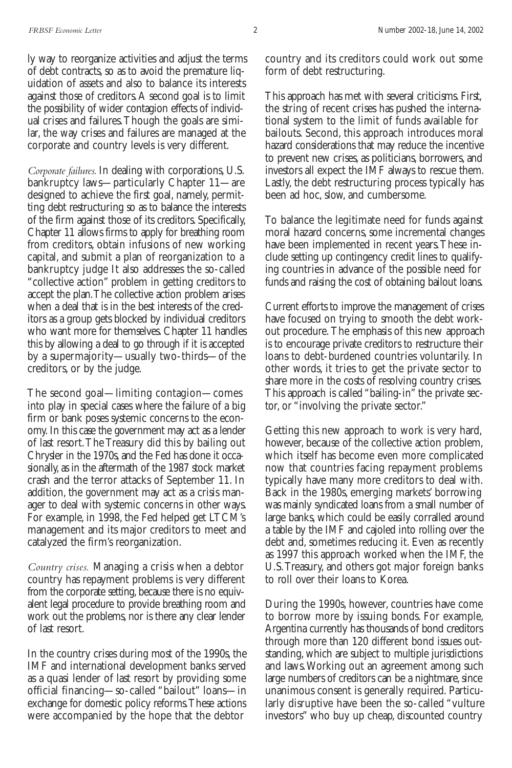ly way to reorganize activities and adjust the terms of debt contracts, so as to avoid the premature liquidation of assets and also to balance its interests against those of creditors. A second goal is to limit the possibility of wider contagion effects of individual crises and failures. Though the goals are similar, the way crises and failures are managed at the corporate and country levels is very different.

*Corporate failures.* In dealing with corporations, U.S. bankruptcy laws—particularly Chapter 11—are designed to achieve the first goal, namely, permitting debt restructuring so as to balance the interests of the firm against those of its creditors. Specifically, Chapter 11 allows firms to apply for breathing room from creditors, obtain infusions of new working capital, and submit a plan of reorganization to a bankruptcy judge It also addresses the so-called "collective action" problem in getting creditors to accept the plan. The collective action problem arises when a deal that is in the best interests of the creditors as a group gets blocked by individual creditors who want more for themselves. Chapter 11 handles this by allowing a deal to go through if it is accepted by a supermajority—usually two-thirds—of the creditors, or by the judge.

The second goal—limiting contagion—comes into play in special cases where the failure of a big firm or bank poses systemic concerns to the economy. In this case the government may act as a lender of last resort. The Treasury did this by bailing out Chrysler in the 1970s, and the Fed has done it occasionally, as in the aftermath of the 1987 stock market crash and the terror attacks of September 11. In addition, the government may act as a crisis manager to deal with systemic concerns in other ways. For example, in 1998, the Fed helped get LTCM's management and its major creditors to meet and catalyzed the firm's reorganization.

*Country crises.* Managing a crisis when a debtor country has repayment problems is very different from the corporate setting, because there is no equivalent legal procedure to provide breathing room and work out the problems, nor is there any clear lender of last resort.

In the country crises during most of the 1990s, the IMF and international development banks served as a quasi lender of last resort by providing some official financing—so-called "bailout" loans—in exchange for domestic policy reforms. These actions were accompanied by the hope that the debtor country and its creditors could work out some form of debt restructuring.

This approach has met with several criticisms. First, the string of recent crises has pushed the international system to the limit of funds available for bailouts. Second, this approach introduces moral hazard considerations that may reduce the incentive to prevent new crises, as politicians, borrowers, and investors all expect the IMF always to rescue them. Lastly, the debt restructuring process typically has been ad hoc, slow, and cumbersome.

To balance the legitimate need for funds against moral hazard concerns, some incremental changes have been implemented in recent years. These include setting up contingency credit lines to qualifying countries in advance of the possible need for funds and raising the cost of obtaining bailout loans.

Current efforts to improve the management of crises have focused on trying to smooth the debt workout procedure. The emphasis of this new approach is to encourage private creditors to restructure their loans to debt-burdened countries voluntarily. In other words, it tries to get the private sector to share more in the costs of resolving country crises. This approach is called "bailing-in" the private sector, or "involving the private sector."

Getting this new approach to work is very hard, however, because of the collective action problem, which itself has become even more complicated now that countries facing repayment problems typically have many more creditors to deal with. Back in the 1980s, emerging markets' borrowing was mainly syndicated loans from a small number of large banks, which could be easily corralled around a table by the IMF and cajoled into rolling over the debt and, sometimes reducing it. Even as recently as 1997 this approach worked when the IMF, the U.S. Treasury, and others got major foreign banks to roll over their loans to Korea.

During the 1990s, however, countries have come to borrow more by issuing bonds. For example, Argentina currently has thousands of bond creditors through more than 120 different bond issues outstanding, which are subject to multiple jurisdictions and laws. Working out an agreement among such large numbers of creditors can be a nightmare, since unanimous consent is generally required. Particularly disruptive have been the so-called "vulture investors" who buy up cheap, discounted country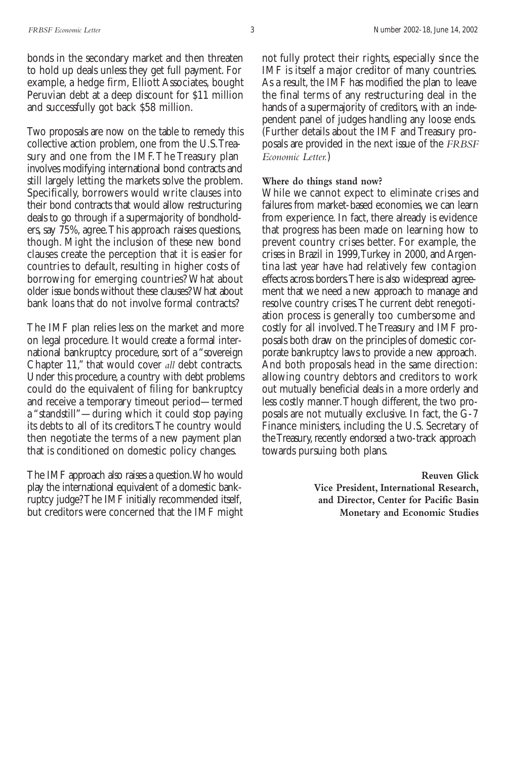bonds in the secondary market and then threaten to hold up deals unless they get full payment. For example, a hedge firm, Elliott Associates, bought Peruvian debt at a deep discount for $11 million and successfully got back $58 million.

Two proposals are now on the table to remedy this collective action problem, one from the U.S. Treasury and one from the IMF. The Treasury plan involves modifying international bond contracts and still largely letting the markets solve the problem. Specifically, borrowers would write clauses into their bond contracts that would allow restructuring deals to go through if a supermajority of bondholders, say 75%, agree. This approach raises questions, though. Might the inclusion of these new bond clauses create the perception that it is easier for countries to default, resulting in higher costs of borrowing for emerging countries? What about older issue bonds without these clauses? What about bank loans that do not involve formal contracts?

The IMF plan relies less on the market and more on legal procedure. It would create a formal international bankruptcy procedure, sort of a "sovereign Chapter 11," that would cover *all* debt contracts. Under this procedure, a country with debt problems could do the equivalent of filing for bankruptcy and receive a temporary timeout period—termed a "standstill"—during which it could stop paying its debts to all of its creditors. The country would then negotiate the terms of a new payment plan that is conditioned on domestic policy changes.

The IMF approach also raises a question. Who would play the international equivalent of a domestic bankruptcy judge? The IMF initially recommended itself, but creditors were concerned that the IMF might not fully protect their rights, especially since the IMF is itself a major creditor of many countries. As a result, the IMF has modified the plan to leave the final terms of any restructuring deal in the hands of a supermajority of creditors, with an independent panel of judges handling any loose ends. (Further details about the IMF and Treasury proposals are provided in the next issue of the *FRBSF Economic Letter.*)

**Where do things stand now?**

While we cannot expect to eliminate crises and failures from market-based economies, we can learn from experience. In fact, there already is evidence that progress has been made on learning how to prevent country crises better. For example, the crises in Brazil in 1999, Turkey in 2000, and Argentina last year have had relatively few contagion effects across borders. There is also widespread agreement that we need a new approach to manage and resolve country crises. The current debt renegotiation process is generally too cumbersome and costly for all involved. The Treasury and IMF proposals both draw on the principles of domestic corporate bankruptcy laws to provide a new approach. And both proposals head in the same direction: allowing country debtors and creditors to work out mutually beneficial deals in a more orderly and less costly manner. Though different, the two proposals are not mutually exclusive. In fact, the G-7 Finance ministers, including the U.S. Secretary of the Treasury, recently endorsed a two-track approach towards pursuing both plans.

**Reuven Glick**
**Vice President, International Research, and Director, Center for Pacific Basin Monetary and Economic Studies**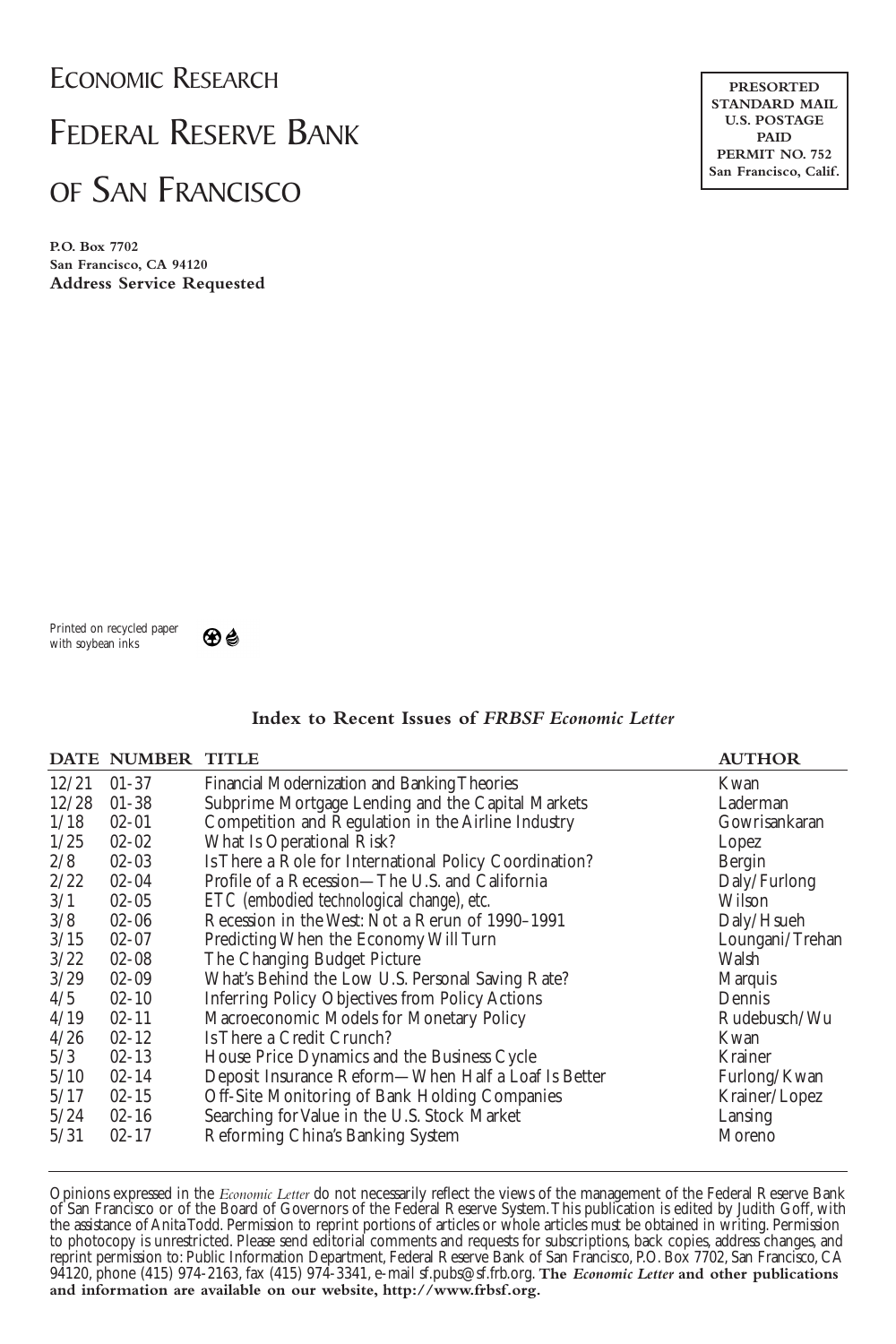# Economic Research

# Federal Reserve Bank of San Francisco

**P.O. Box 7702**
**San Francisco, CA 94120**
**Address Service Requested**

**PRESORTED STANDARD MAIL U.S. POSTAGE PAID PERMIT NO. 752 San Francisco, Calif.**

Printed on recycled paper with soybean inks

### Index to Recent Issues of *FRBSF Economic Letter*

| DATE | NUMBER | TITLE | AUTHOR |
|---|---|---|---|
| 12/21 | 01-37 | Financial Modernization and Banking Theories | Kwan |
| 12/28 | 01-38 | Subprime Mortgage Lending and the Capital Markets | Laderman |
| 1/18 | 02-01 | Competition and Regulation in the Airline Industry | Gowrisankaran |
| 1/25 | 02-02 | What Is Operational Risk? | Lopez |
| 2/8 | 02-03 | Is There a Role for International Policy Coordination? | Bergin |
| 2/22 | 02-04 | Profile of a Recession—The U.S. and California | Daly/Furlong |
| 3/1 | 02-05 | ETC (*embodied technological change*), *etc.* | Wilson |
| 3/8 | 02-06 | Recession in the West: Not a Rerun of 1990–1991 | Daly/Hsueh |
| 3/15 | 02-07 | Predicting When the Economy Will Turn | Loungani/Trehan |
| 3/22 | 02-08 | The Changing Budget Picture | Walsh |
| 3/29 | 02-09 | What's Behind the Low U.S. Personal Saving Rate? | Marquis |
| 4/5 | 02-10 | Inferring Policy Objectives from Policy Actions | Dennis |
| 4/19 | 02-11 | Macroeconomic Models for Monetary Policy | Rudebusch/Wu |
| 4/26 | 02-12 | Is There a Credit Crunch? | Kwan |
| 5/3 | 02-13 | House Price Dynamics and the Business Cycle | Krainer |
| 5/10 | 02-14 | Deposit Insurance Reform—When Half a Loaf Is Better | Furlong/Kwan |
| 5/17 | 02-15 | Off-Site Monitoring of Bank Holding Companies | Krainer/Lopez |
| 5/24 | 02-16 | Searching for Value in the U.S. Stock Market | Lansing |
| 5/31 | 02-17 | Reforming China's Banking System | Moreno |

Opinions expressed in the *Economic Letter* do not necessarily reflect the views of the management of the Federal Reserve Bank of San Francisco or of the Board of Governors of the Federal Reserve System. This publication is edited by Judith Goff, with the assistance of Anita Todd. Permission to reprint portions of articles or whole articles must be obtained in writing. Permission to photocopy is unrestricted. Please send editorial comments and requests for subscriptions, back copies, address changes, and reprint permission to: Public Information Department, Federal Reserve Bank of San Francisco, P.O. Box 7702, San Francisco, CA 94120, phone (415) 974-2163, fax (415) 974-3341, e-mail sf.pubs@sf.frb.org. **The *Economic Letter* and other publications and information are available on our website, http://www.frbsf.org.**